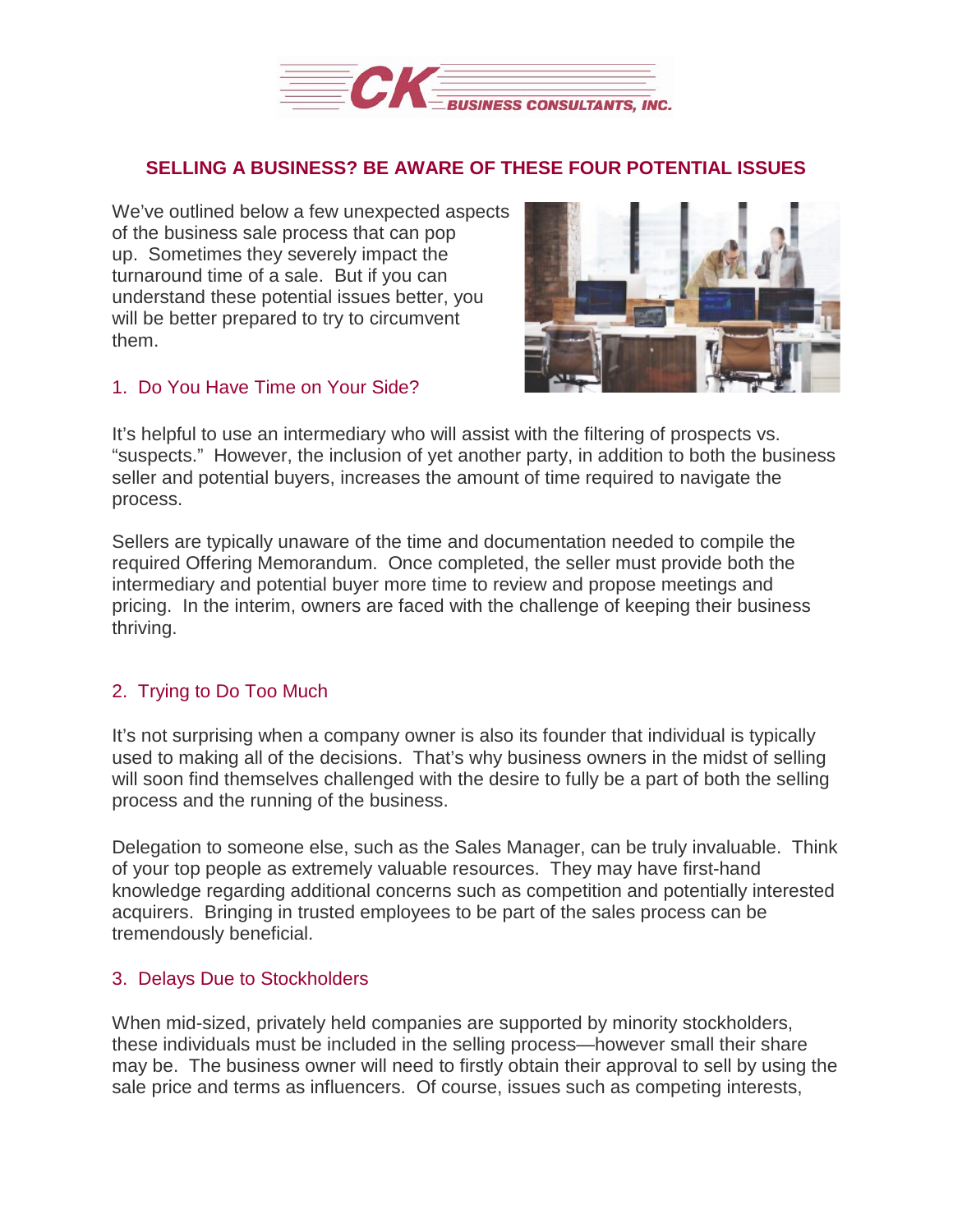# SELLING A BUSINESS? BE AWARE OF THESE FOUR POTENTIAL ISSUES

We've outlined below a few unexpected aspects of the business sale process that can pop up. Sometimes they severely impact the turnaround time of a sale. But if you can understand these potential issues better, you will be better prepared to try to circumvent them.

## 1. Do You Have Time on Your Side?

It's helpful to use an intermediary who will assist with the filtering of prospects vs. "suspects." However, the inclusion of yet another party, in addition to both the business seller and potential buyers, increases the amount of time required to navigate the process.

Sellers are typically unaware of the time and documentation needed to compile the required Offering Memorandum. Once completed, the seller must provide both the intermediary and potential buyer more time to review and propose meetings and pricing. In the interim, owners are faced with the challenge of keeping their business thriving.

## 2. Trying to Do Too Much

It's not surprising when a company owner is also its founder that individual is typically used to making all of the decisions. That's why business owners in the midst of selling will soon find themselves challenged with the desire to fully be a part of both the selling process and the running of the business.

Delegation to someone else, such as the Sales Manager, can be truly invaluable. Think of your top people as extremely valuable resources. They may have first-hand knowledge regarding additional concerns such as competition and potentially interested acquirers. Bringing in trusted employees to be part of the sales process can be tremendously beneficial.

## 3. Delays Due to Stockholders

When mid-sized, privately held companies are supported by minority stockholders, these individuals must be included in the selling process—however small their share may be. The business owner will need to firstly obtain their approval to sell by using the sale price and terms as influencers. Of course, issues such as competing interests,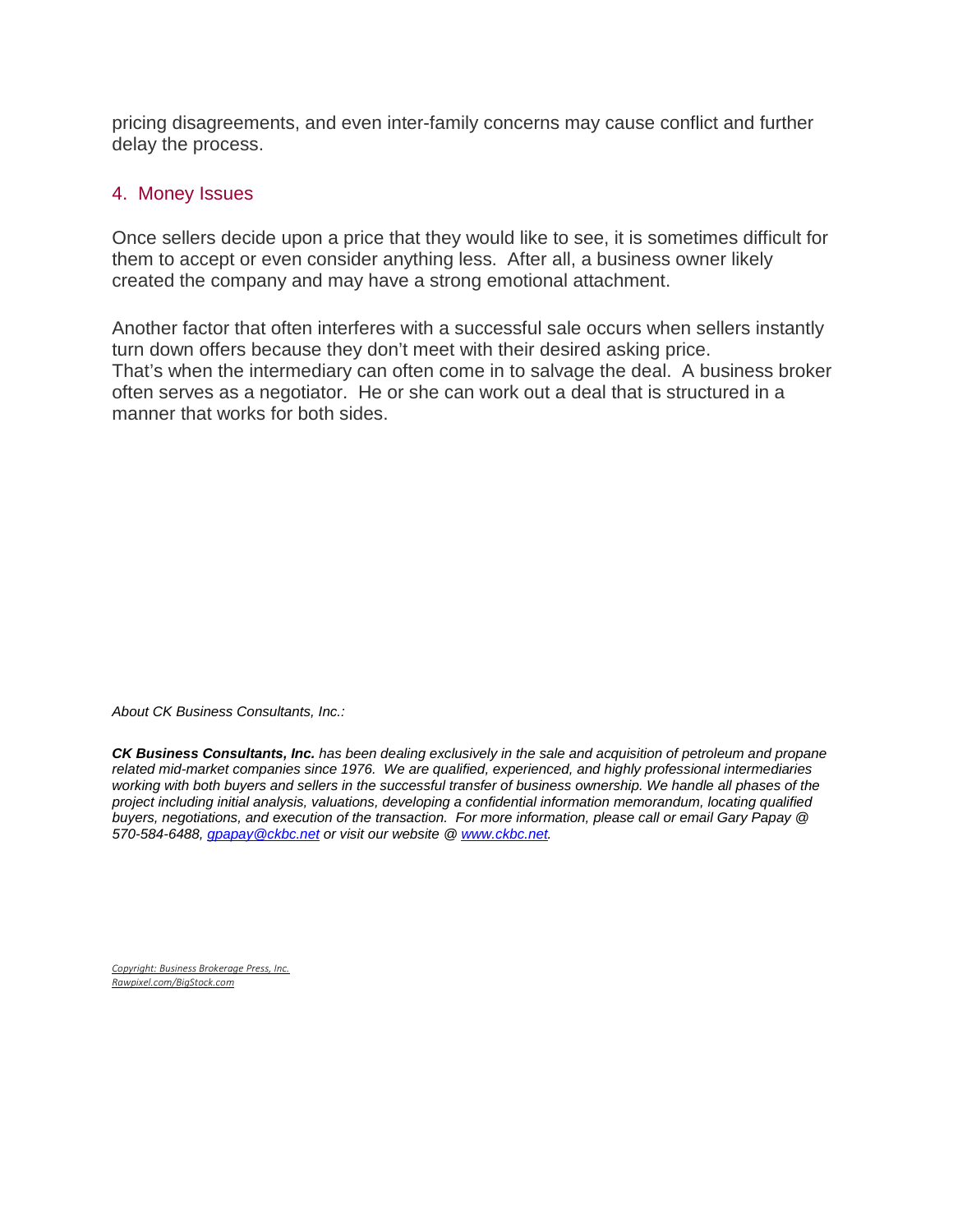pricing disagreements, and even inter-family concerns may cause conflict and further delay the process.

## 4. Money Issues

Once sellers decide upon a price that they would like to see, it is sometimes difficult for them to accept or even consider anything less. After all, a business owner likely created the company and may have a strong emotional attachment.

Another factor that often interferes with a successful sale occurs when sellers instantly turn down offers because they don't meet with their desired asking price.
That's when the intermediary can often come in to salvage the deal. A business broker often serves as a negotiator. He or she can work out a deal that is structured in a manner that works for both sides.

*About CK Business Consultants, Inc.:*

***CK Business Consultants, Inc.*** *has been dealing exclusively in the sale and acquisition of petroleum and propane related mid-market companies since 1976. We are qualified, experienced, and highly professional intermediaries working with both buyers and sellers in the successful transfer of business ownership. We handle all phases of the project including initial analysis, valuations, developing a confidential information memorandum, locating qualified buyers, negotiations, and execution of the transaction. For more information, please call or email Gary Papay @ 570-584-6488, [gpapay@ckbc.net](mailto:gpapay@ckbc.net) or visit our website @ [www.ckbc.net](http://www.ckbc.net).*

*Copyright: Business Brokerage Press, Inc.*
*Rawpixel.com/BigStock.com*